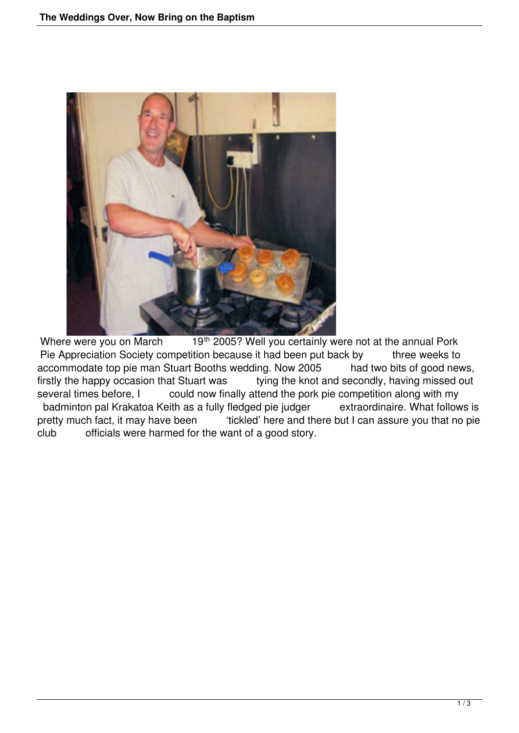Where were you on March 19th 2005? Well you certainly were not at the annual Pork Pie Appreciation Society competition because it had been put back by three weeks to accommodate top pie man Stuart Booths wedding. Now 2005 had two bits of good news, firstly the happy occasion that Stuart was tying the knot and secondly, having missed out several times before, I could now finally attend the pork pie competition along with my badminton pal Krakatoa Keith as a fully fledged pie judger extraordinaire. What follows is pretty much fact, it may have been 'tickled' here and there but I can assure you that no pie club officials were harmed for the want of a good story.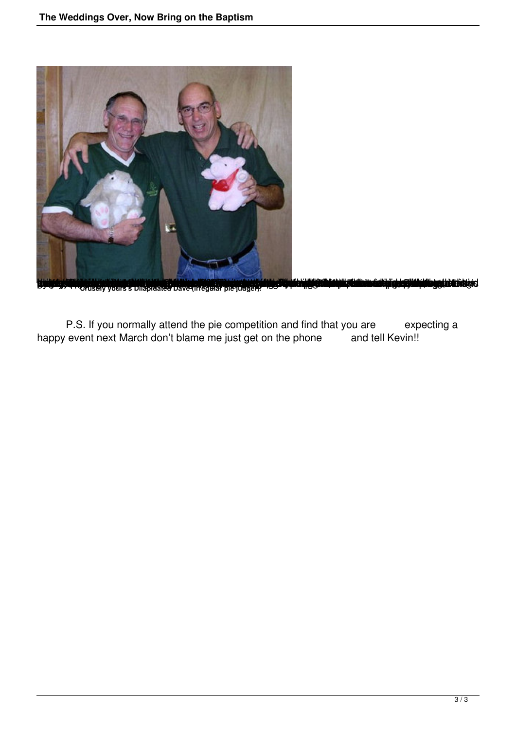**Crustily yours's Dilapidated Dave (irregular pie judger).**

P.S. If you normally attend the pie competition and find that you are expecting a happy event next March don't blame me just get on the phone and tell Kevin!!